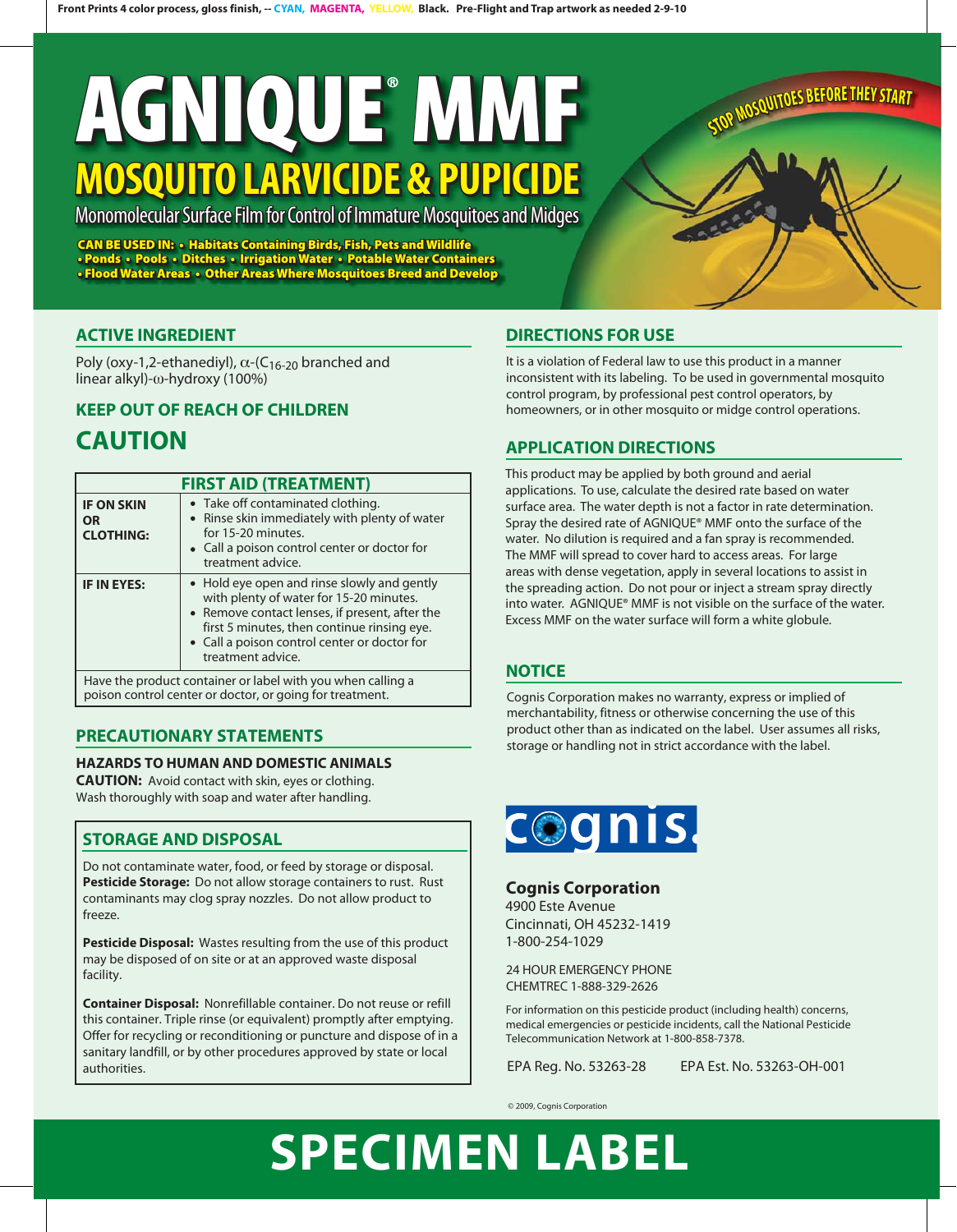Front Prints 4 color process, gloss finish, -- CYAN, MAGENTA, YELLOW, Black. Pre-Flight and Trap artwork as needed 2-9-10

# AGNIQUE® MMF

## MOSQUITO LARVICIDE & PUPICIDE

Monomolecular Surface Film for Control of Immature Mosquitoes and Midges

**CAN BE USED IN:** • Habitats Containing Birds, Fish, Pets and Wildlife • Ponds • Pools • Ditches • Irrigation Water • Potable Water Containers • Flood Water Areas • Other Areas Where Mosquitoes Breed and Develop

STOP MOSQUITOES BEFORE THEY START

## ACTIVE INGREDIENT

Poly (oxy-1,2-ethanediyl), $\alpha$-($C_{16-20}$ branched and linear alkyl)-$\omega$-hydroxy (100%)

## KEEP OUT OF REACH OF CHILDREN

# CAUTION

| FIRST AID (TREATMENT) | |
|---|---|
| **IF ON SKIN OR CLOTHING:** | • Take off contaminated clothing.<br>• Rinse skin immediately with plenty of water for 15-20 minutes.<br>• Call a poison control center or doctor for treatment advice. |
| **IF IN EYES:** | • Hold eye open and rinse slowly and gently with plenty of water for 15-20 minutes.<br>• Remove contact lenses, if present, after the first 5 minutes, then continue rinsing eye.<br>• Call a poison control center or doctor for treatment advice. |
| Have the product container or label with you when calling a poison control center or doctor, or going for treatment. | |

## PRECAUTIONARY STATEMENTS

**HAZARDS TO HUMAN AND DOMESTIC ANIMALS**

**CAUTION:** Avoid contact with skin, eyes or clothing. Wash thoroughly with soap and water after handling.

## STORAGE AND DISPOSAL

Do not contaminate water, food, or feed by storage or disposal.
**Pesticide Storage:** Do not allow storage containers to rust. Rust contaminants may clog spray nozzles. Do not allow product to freeze.

**Pesticide Disposal:** Wastes resulting from the use of this product may be disposed of on site or at an approved waste disposal facility.

**Container Disposal:** Nonrefillable container. Do not reuse or refill this container. Triple rinse (or equivalent) promptly after emptying. Offer for recycling or reconditioning or puncture and dispose of in a sanitary landfill, or by other procedures approved by state or local authorities.

## DIRECTIONS FOR USE

It is a violation of Federal law to use this product in a manner inconsistent with its labeling. To be used in governmental mosquito control program, by professional pest control operators, by homeowners, or in other mosquito or midge control operations.

## APPLICATION DIRECTIONS

This product may be applied by both ground and aerial applications. To use, calculate the desired rate based on water surface area. The water depth is not a factor in rate determination. Spray the desired rate of AGNIQUE® MMF onto the surface of the water. No dilution is required and a fan spray is recommended. The MMF will spread to cover hard to access areas. For large areas with dense vegetation, apply in several locations to assist in the spreading action. Do not pour or inject a stream spray directly into water. AGNIQUE® MMF is not visible on the surface of the water. Excess MMF on the water surface will form a white globule.

## NOTICE

Cognis Corporation makes no warranty, express or implied of merchantability, fitness or otherwise concerning the use of this product other than as indicated on the label. User assumes all risks, storage or handling not in strict accordance with the label.

cognis.

**Cognis Corporation**
4900 Este Avenue
Cincinnati, OH 45232-1419
1-800-254-1029

24 HOUR EMERGENCY PHONE
CHEMTREC 1-888-329-2626

For information on this pesticide product (including health) concerns, medical emergencies or pesticide incidents, call the National Pesticide Telecommunication Network at 1-800-858-7378.

EPA Reg. No. 53263-28 EPA Est. No. 53263-OH-001

© 2009, Cognis Corporation

# SPECIMEN LABEL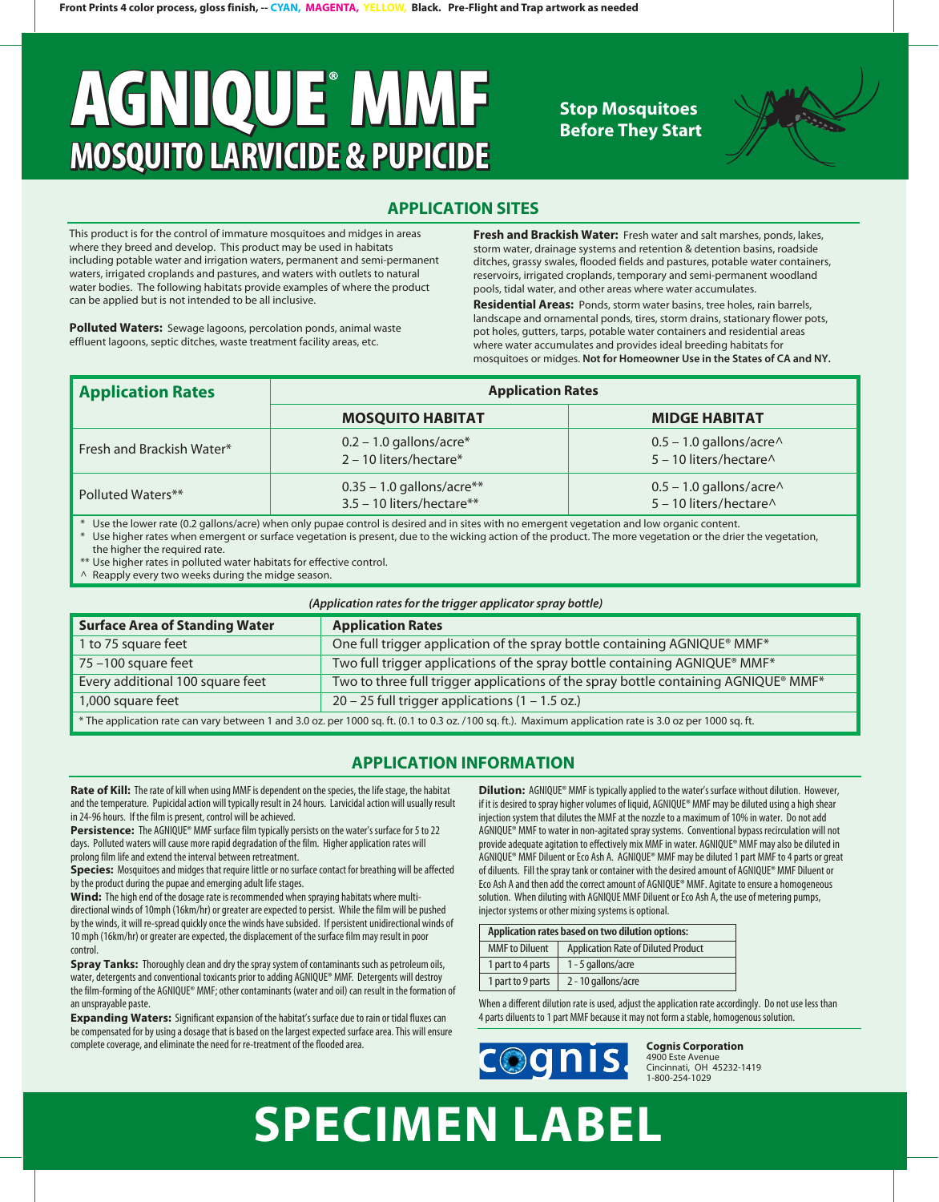Front Prints 4 color process, gloss finish, -- CYAN, MAGENTA, YELLOW, Black. Pre-Flight and Trap artwork as needed

# AGNIQUE® MMF

## MOSQUITO LARVICIDE & PUPICIDE

**Stop Mosquitoes Before They Start**

## APPLICATION SITES

This product is for the control of immature mosquitoes and midges in areas where they breed and develop. This product may be used in habitats including potable water and irrigation waters, permanent and semi-permanent waters, irrigated croplands and pastures, and waters with outlets to natural water bodies. The following habitats provide examples of where the product can be applied but is not intended to be all inclusive.

**Polluted Waters:** Sewage lagoons, percolation ponds, animal waste effluent lagoons, septic ditches, waste treatment facility areas, etc.

**Fresh and Brackish Water:** Fresh water and salt marshes, ponds, lakes, storm water, drainage systems and retention & detention basins, roadside ditches, grassy swales, flooded fields and pastures, potable water containers, reservoirs, irrigated croplands, temporary and semi-permanent woodland pools, tidal water, and other areas where water accumulates.

**Residential Areas:** Ponds, storm water basins, tree holes, rain barrels, landscape and ornamental ponds, tires, storm drains, stationary flower pots, pot holes, gutters, tarps, potable water containers and residential areas where water accumulates and provides ideal breeding habitats for mosquitoes or midges. **Not for Homeowner Use in the States of CA and NY.**

| Application Rates | Application Rates | |
|---|---|---|
| | **MOSQUITO HABITAT** | **MIDGE HABITAT** |
| Fresh and Brackish Water* | 0.2 – 1.0 gallons/acre*<br>2 – 10 liters/hectare* | 0.5 – 1.0 gallons/acre^<br>5 – 10 liters/hectare^ |
| Polluted Waters** | 0.35 – 1.0 gallons/acre**<br>3.5 – 10 liters/hectare** | 0.5 – 1.0 gallons/acre^<br>5 – 10 liters/hectare^ |

\* Use the lower rate (0.2 gallons/acre) when only pupae control is desired and in sites with no emergent vegetation and low organic content.
\* Use higher rates when emergent or surface vegetation is present, due to the wicking action of the product. The more vegetation or the drier the vegetation, the higher the required rate.
\** Use higher rates in polluted water habitats for effective control.
^ Reapply every two weeks during the midge season.

*(Application rates for the trigger applicator spray bottle)*

| Surface Area of Standing Water | Application Rates |
|---|---|
| 1 to 75 square feet | One full trigger application of the spray bottle containing AGNIQUE® MMF* |
| 75 –100 square feet | Two full trigger applications of the spray bottle containing AGNIQUE® MMF* |
| Every additional 100 square feet | Two to three full trigger applications of the spray bottle containing AGNIQUE® MMF* |
| 1,000 square feet | 20 – 25 full trigger applications (1 – 1.5 oz.) |

\* The application rate can vary between 1 and 3.0 oz. per 1000 sq. ft. (0.1 to 0.3 oz. /100 sq. ft.). Maximum application rate is 3.0 oz per 1000 sq. ft.

## APPLICATION INFORMATION

**Rate of Kill:** The rate of kill when using MMF is dependent on the species, the life stage, the habitat and the temperature. Pupicidal action will typically result in 24 hours. Larvicidal action will usually result in 24-96 hours. If the film is present, control will be achieved.

**Persistence:** The AGNIQUE® MMF surface film typically persists on the water's surface for 5 to 22 days. Polluted waters will cause more rapid degradation of the film. Higher application rates will prolong film life and extend the interval between retreatment.

**Species:** Mosquitoes and midges that require little or no surface contact for breathing will be affected by the product during the pupae and emerging adult life stages.

**Wind:** The high end of the dosage rate is recommended when spraying habitats where multi-directional winds of 10mph (16km/hr) or greater are expected to persist. While the film will be pushed by the winds, it will re-spread quickly once the winds have subsided. If persistent unidirectional winds of 10 mph (16km/hr) or greater are expected, the displacement of the surface film may result in poor control.

**Spray Tanks:** Thoroughly clean and dry the spray system of contaminants such as petroleum oils, water, detergents and conventional toxicants prior to adding AGNIQUE® MMF. Detergents will destroy the film-forming of the AGNIQUE® MMF; other contaminants (water and oil) can result in the formation of an unsprayable paste.

**Expanding Waters:** Significant expansion of the habitat's surface due to rain or tidal fluxes can be compensated for by using a dosage that is based on the largest expected surface area. This will ensure complete coverage, and eliminate the need for re-treatment of the flooded area.

**Dilution:** AGNIQUE® MMF is typically applied to the water's surface without dilution. However, if it is desired to spray higher volumes of liquid, AGNIQUE® MMF may be diluted using a high shear injection system that dilutes the MMF at the nozzle to a maximum of 10% in water. Do not add AGNIQUE® MMF to water in non-agitated spray systems. Conventional bypass recirculation will not provide adequate agitation to effectively mix MMF in water. AGNIQUE® MMF may also be diluted in AGNIQUE® MMF Diluent or Eco Ash A. AGNIQUE® MMF may be diluted 1 part MMF to 4 parts or great of diluents. Fill the spray tank or container with the desired amount of AGNIQUE® MMF Diluent or Eco Ash A and then add the correct amount of AGNIQUE® MMF. Agitate to ensure a homogeneous solution. When diluting with AGNIQUE MMF Diluent or Eco Ash A, the use of metering pumps, injector systems or other mixing systems is optional.

| Application rates based on two dilution options: | |
|---|---|
| MMF to Diluent | Application Rate of Diluted Product |
| 1 part to 4 parts | 1 - 5 gallons/acre |
| 1 part to 9 parts | 2 - 10 gallons/acre |

When a different dilution rate is used, adjust the application rate accordingly. Do not use less than 4 parts diluents to 1 part MMF because it may not form a stable, homogenous solution.

cognis.

**Cognis Corporation**
4900 Este Avenue
Cincinnati, OH 45232-1419
1-800-254-1029

# SPECIMEN LABEL